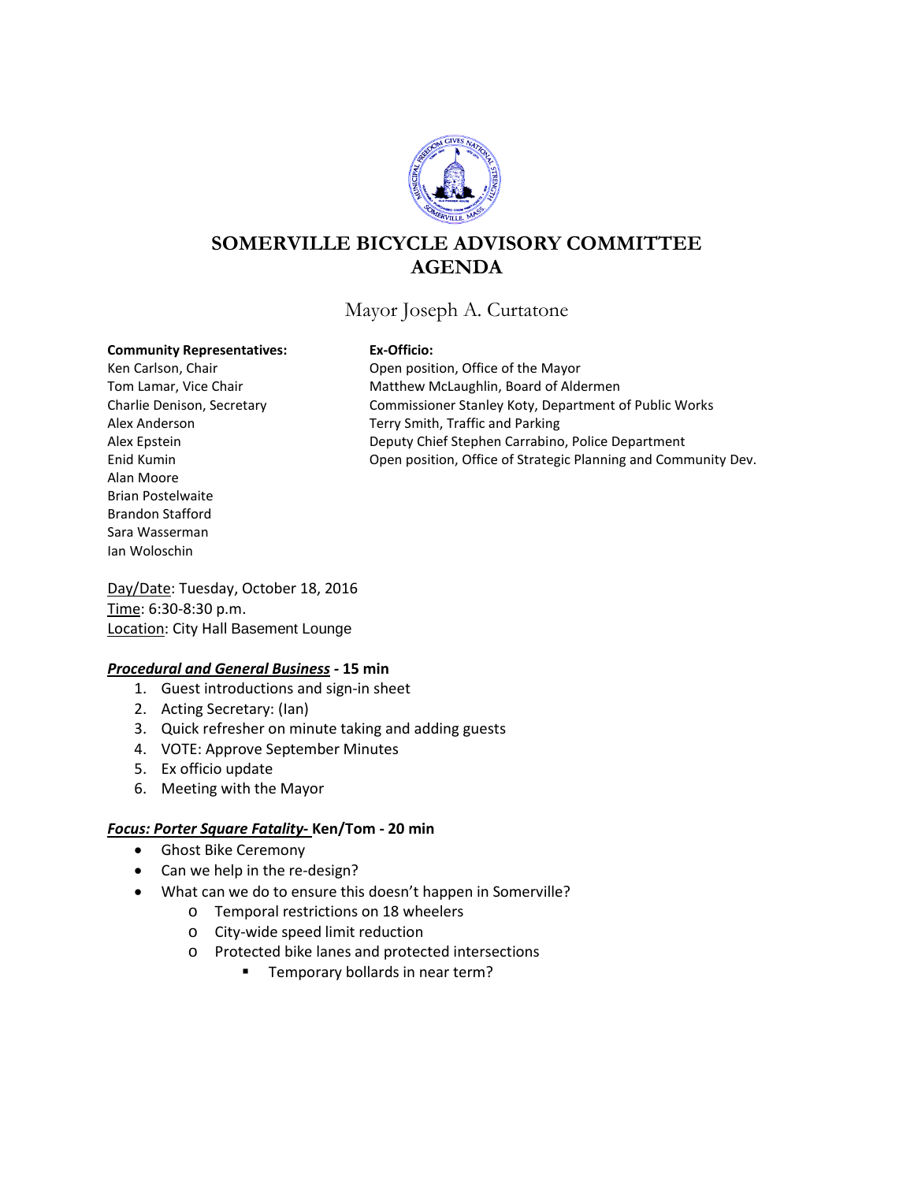# SOMERVILLE BICYCLE ADVISORY COMMITTEE AGENDA

## Mayor Joseph A. Curtatone

**Community Representatives:**
Ken Carlson, Chair
Tom Lamar, Vice Chair
Charlie Denison, Secretary
Alex Anderson
Alex Epstein
Enid Kumin
Alan Moore
Brian Postelwaite
Brandon Stafford
Sara Wasserman
Ian Woloschin

**Ex-Officio:**
Open position, Office of the Mayor
Matthew McLaughlin, Board of Aldermen
Commissioner Stanley Koty, Department of Public Works
Terry Smith, Traffic and Parking
Deputy Chief Stephen Carrabino, Police Department
Open position, Office of Strategic Planning and Community Dev.

Day/Date: Tuesday, October 18, 2016
Time: 6:30-8:30 p.m.
Location: City Hall Basement Lounge

***Procedural and General Business*** **- 15 min**

1. Guest introductions and sign-in sheet
2. Acting Secretary: (Ian)
3. Quick refresher on minute taking and adding guests
4. VOTE: Approve September Minutes
5. Ex officio update
6. Meeting with the Mayor

***Focus: Porter Square Fatality-*** **Ken/Tom - 20 min**

- Ghost Bike Ceremony
- Can we help in the re-design?
- What can we do to ensure this doesn't happen in Somerville?
  - Temporal restrictions on 18 wheelers
  - City-wide speed limit reduction
  - Protected bike lanes and protected intersections
    - Temporary bollards in near term?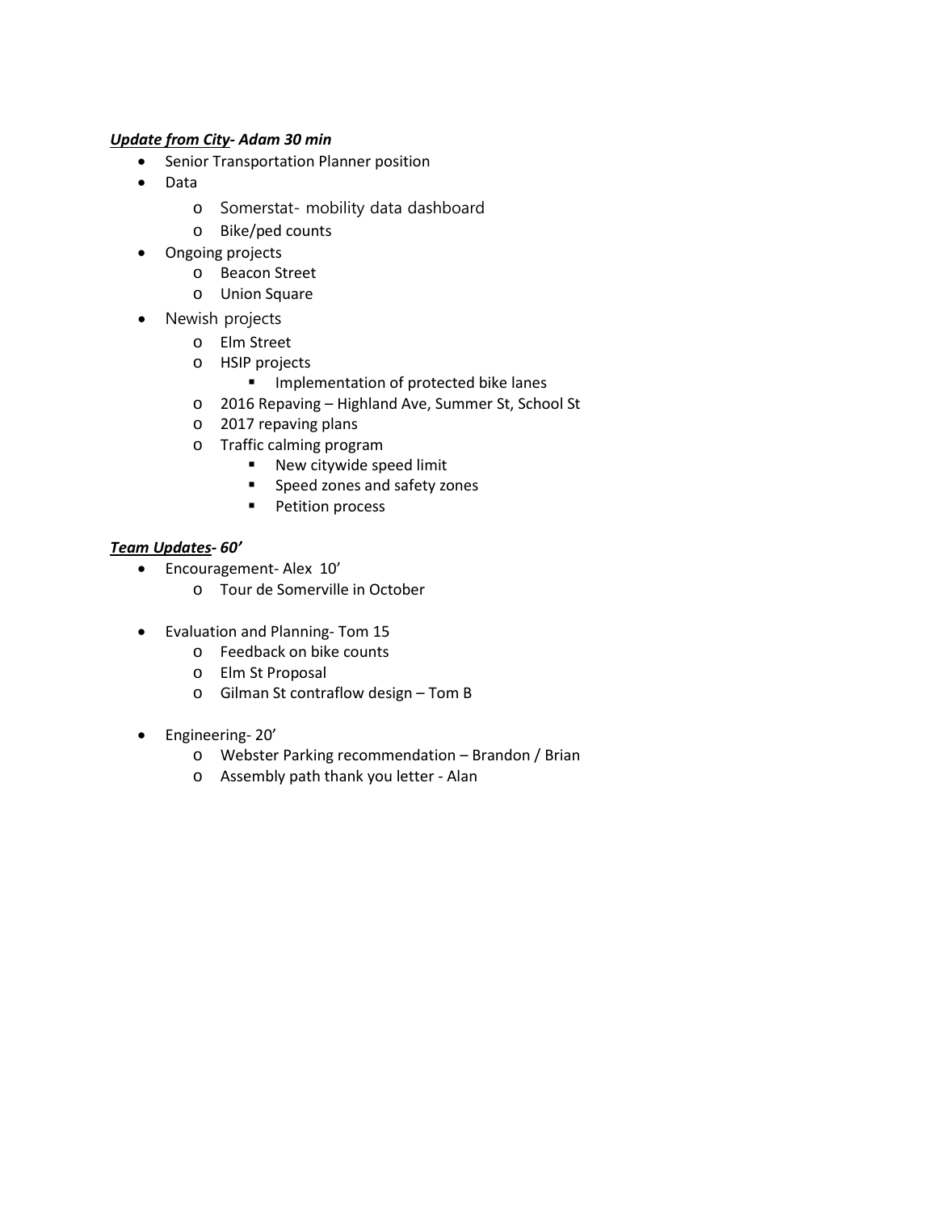***Update from City- Adam 30 min***

- Senior Transportation Planner position
- Data
  - Somerstat- mobility data dashboard
  - Bike/ped counts
- Ongoing projects
  - Beacon Street
  - Union Square
- Newish projects
  - Elm Street
  - HSIP projects
    - Implementation of protected bike lanes
  - 2016 Repaving – Highland Ave, Summer St, School St
  - 2017 repaving plans
  - Traffic calming program
    - New citywide speed limit
    - Speed zones and safety zones
    - Petition process

***Team Updates- 60'***

- Encouragement- Alex 10'
  - Tour de Somerville in October

- Evaluation and Planning- Tom 15
  - Feedback on bike counts
  - Elm St Proposal
  - Gilman St contraflow design – Tom B

- Engineering- 20'
  - Webster Parking recommendation – Brandon / Brian
  - Assembly path thank you letter - Alan